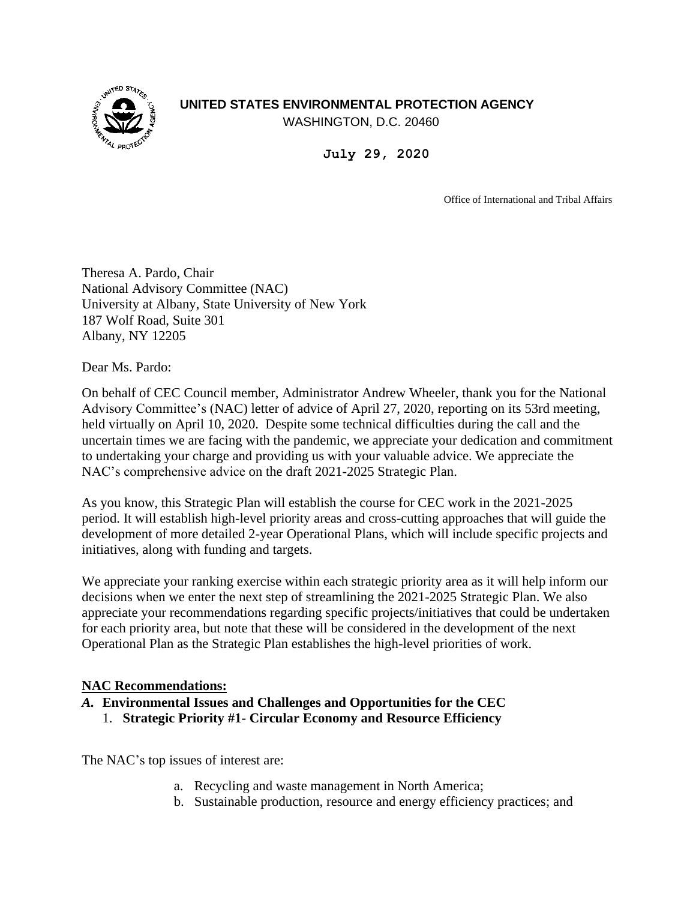**UNITED STATES ENVIRONMENTAL PROTECTION AGENCY**
WASHINGTON, D.C. 20460

**July 29, 2020**

Office of International and Tribal Affairs

Theresa A. Pardo, Chair
National Advisory Committee (NAC)
University at Albany, State University of New York
187 Wolf Road, Suite 301
Albany, NY 12205

Dear Ms. Pardo:

On behalf of CEC Council member, Administrator Andrew Wheeler, thank you for the National Advisory Committee's (NAC) letter of advice of April 27, 2020, reporting on its 53rd meeting, held virtually on April 10, 2020. Despite some technical difficulties during the call and the uncertain times we are facing with the pandemic, we appreciate your dedication and commitment to undertaking your charge and providing us with your valuable advice. We appreciate the NAC's comprehensive advice on the draft 2021-2025 Strategic Plan.

As you know, this Strategic Plan will establish the course for CEC work in the 2021-2025 period. It will establish high-level priority areas and cross-cutting approaches that will guide the development of more detailed 2-year Operational Plans, which will include specific projects and initiatives, along with funding and targets.

We appreciate your ranking exercise within each strategic priority area as it will help inform our decisions when we enter the next step of streamlining the 2021-2025 Strategic Plan. We also appreciate your recommendations regarding specific projects/initiatives that could be undertaken for each priority area, but note that these will be considered in the development of the next Operational Plan as the Strategic Plan establishes the high-level priorities of work.

**NAC Recommendations:**

***A.* Environmental Issues and Challenges and Opportunities for the CEC**

1. **Strategic Priority #1- Circular Economy and Resource Efficiency**

The NAC's top issues of interest are:

a. Recycling and waste management in North America;
b. Sustainable production, resource and energy efficiency practices; and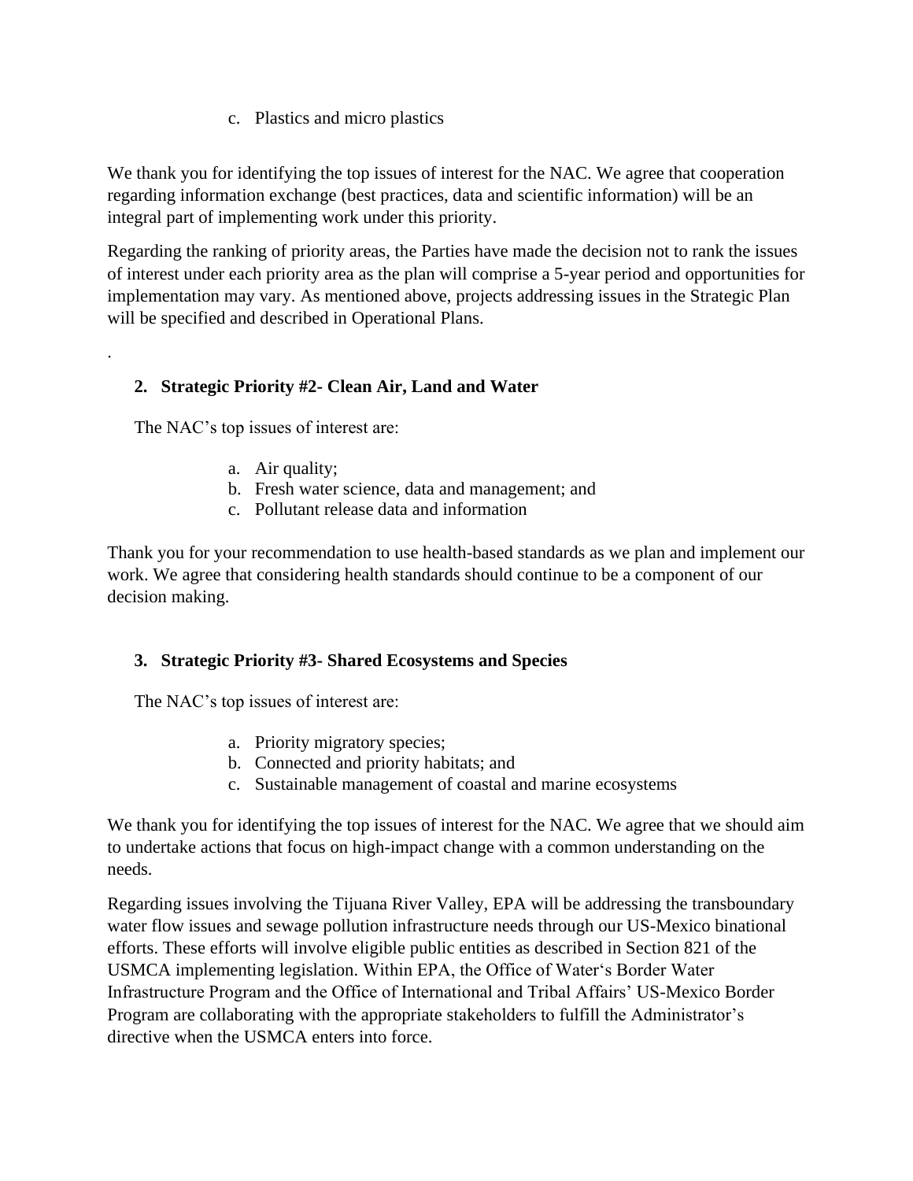c. Plastics and micro plastics

We thank you for identifying the top issues of interest for the NAC. We agree that cooperation regarding information exchange (best practices, data and scientific information) will be an integral part of implementing work under this priority.

Regarding the ranking of priority areas, the Parties have made the decision not to rank the issues of interest under each priority area as the plan will comprise a 5-year period and opportunities for implementation may vary. As mentioned above, projects addressing issues in the Strategic Plan will be specified and described in Operational Plans.

.

2. **Strategic Priority #2- Clean Air, Land and Water**

The NAC's top issues of interest are:

a. Air quality;
b. Fresh water science, data and management; and
c. Pollutant release data and information

Thank you for your recommendation to use health-based standards as we plan and implement our work. We agree that considering health standards should continue to be a component of our decision making.

3. **Strategic Priority #3- Shared Ecosystems and Species**

The NAC's top issues of interest are:

a. Priority migratory species;
b. Connected and priority habitats; and
c. Sustainable management of coastal and marine ecosystems

We thank you for identifying the top issues of interest for the NAC. We agree that we should aim to undertake actions that focus on high-impact change with a common understanding on the needs.

Regarding issues involving the Tijuana River Valley, EPA will be addressing the transboundary water flow issues and sewage pollution infrastructure needs through our US-Mexico binational efforts. These efforts will involve eligible public entities as described in Section 821 of the USMCA implementing legislation. Within EPA, the Office of Water's Border Water Infrastructure Program and the Office of International and Tribal Affairs' US-Mexico Border Program are collaborating with the appropriate stakeholders to fulfill the Administrator's directive when the USMCA enters into force.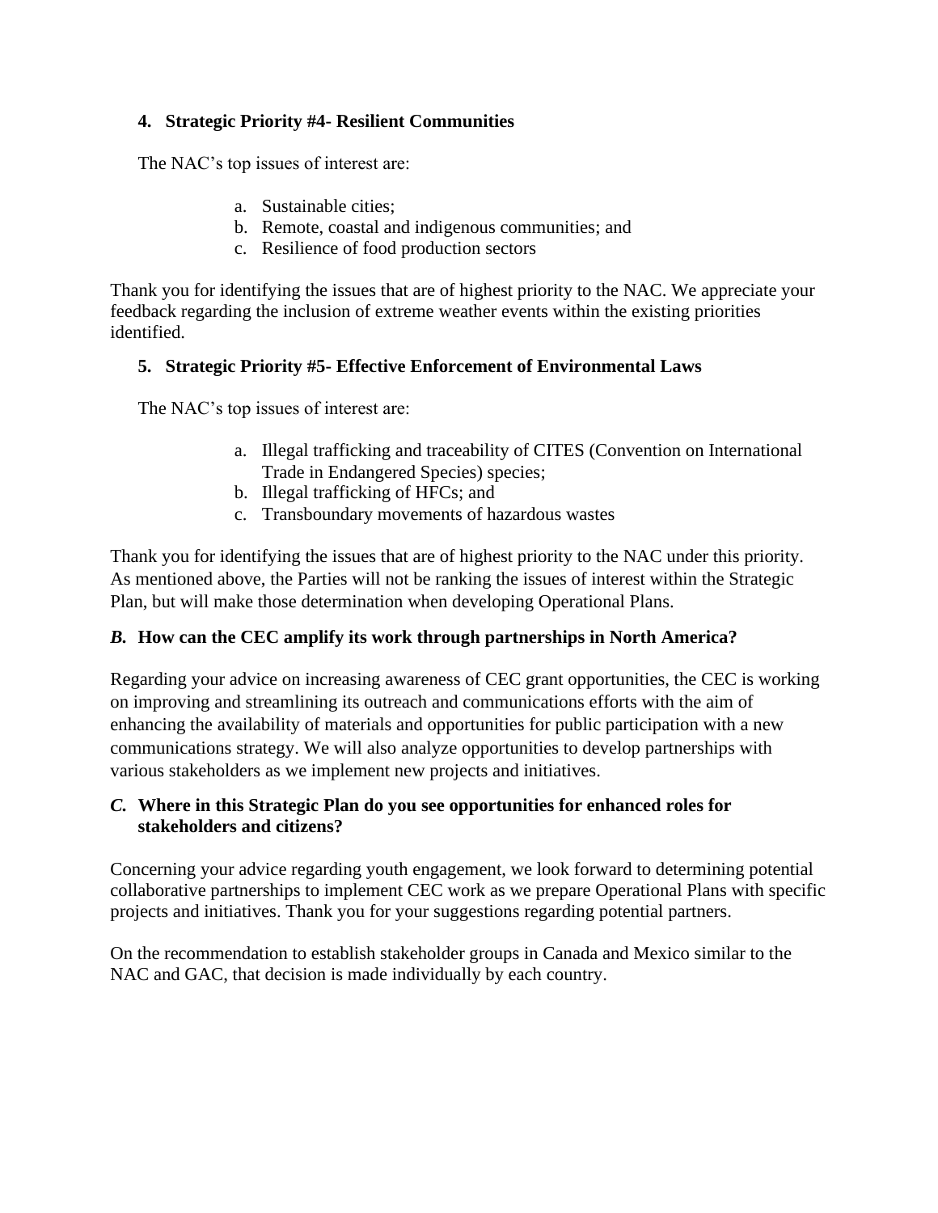### 4. Strategic Priority #4- Resilient Communities

The NAC's top issues of interest are:

a. Sustainable cities;
b. Remote, coastal and indigenous communities; and
c. Resilience of food production sectors

Thank you for identifying the issues that are of highest priority to the NAC. We appreciate your feedback regarding the inclusion of extreme weather events within the existing priorities identified.

### 5. Strategic Priority #5- Effective Enforcement of Environmental Laws

The NAC's top issues of interest are:

a. Illegal trafficking and traceability of CITES (Convention on International Trade in Endangered Species) species;
b. Illegal trafficking of HFCs; and
c. Transboundary movements of hazardous wastes

Thank you for identifying the issues that are of highest priority to the NAC under this priority. As mentioned above, the Parties will not be ranking the issues of interest within the Strategic Plan, but will make those determination when developing Operational Plans.

## *B.* How can the CEC amplify its work through partnerships in North America?

Regarding your advice on increasing awareness of CEC grant opportunities, the CEC is working on improving and streamlining its outreach and communications efforts with the aim of enhancing the availability of materials and opportunities for public participation with a new communications strategy. We will also analyze opportunities to develop partnerships with various stakeholders as we implement new projects and initiatives.

## *C.* Where in this Strategic Plan do you see opportunities for enhanced roles for stakeholders and citizens?

Concerning your advice regarding youth engagement, we look forward to determining potential collaborative partnerships to implement CEC work as we prepare Operational Plans with specific projects and initiatives. Thank you for your suggestions regarding potential partners.

On the recommendation to establish stakeholder groups in Canada and Mexico similar to the NAC and GAC, that decision is made individually by each country.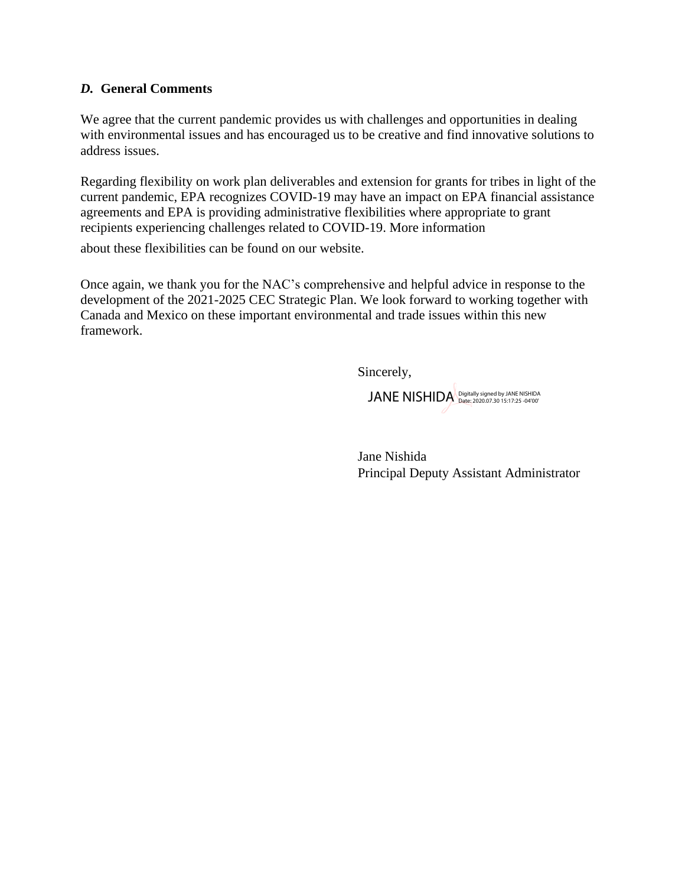***D.*** **General Comments**

We agree that the current pandemic provides us with challenges and opportunities in dealing with environmental issues and has encouraged us to be creative and find innovative solutions to address issues.

Regarding flexibility on work plan deliverables and extension for grants for tribes in light of the current pandemic, EPA recognizes COVID-19 may have an impact on EPA financial assistance agreements and EPA is providing administrative flexibilities where appropriate to grant recipients experiencing challenges related to COVID-19. More information about these flexibilities can be found on our website.

Once again, we thank you for the NAC's comprehensive and helpful advice in response to the development of the 2021-2025 CEC Strategic Plan. We look forward to working together with Canada and Mexico on these important environmental and trade issues within this new framework.

Sincerely,

JANE NISHIDA Digitally signed by JANE NISHIDA Date: 2020.07.30 15:17:25 -04'00'

Jane Nishida
Principal Deputy Assistant Administrator